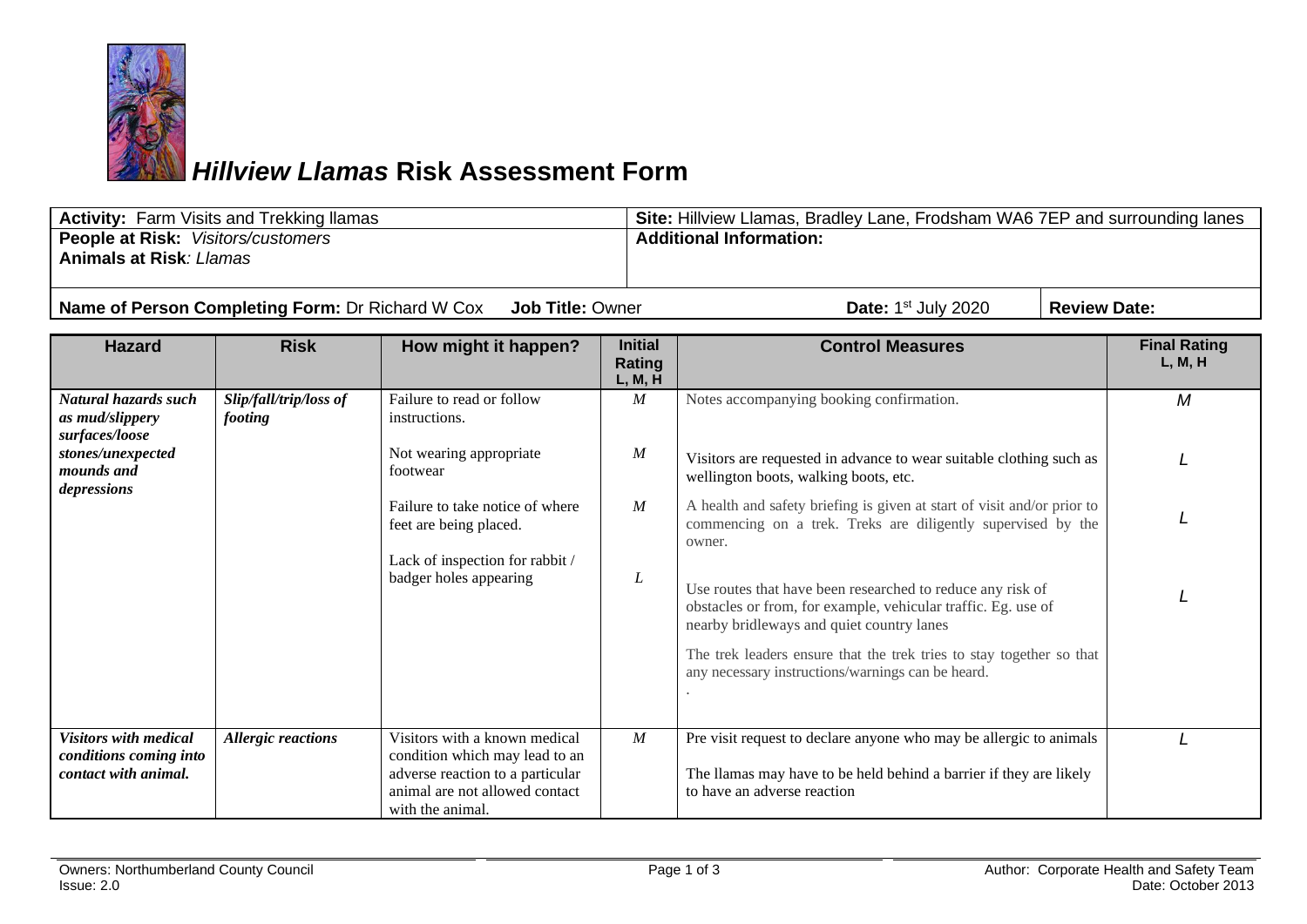# *Hillview Llamas* Risk Assessment Form

| **Activity:** Farm Visits and Trekking llamas | **Site:** Hillview Llamas, Bradley Lane, Frodsham WA6 7EP and surrounding lanes | |
|---|---|---|
| **People at Risk:** *Visitors/customers*<br>**Animals at Risk***: Llamas* | **Additional Information:** | |
| **Name of Person Completing Form:** Dr Richard W Cox **Job Title:** Owner | **Date:** 1st July 2020 | **Review Date:** |

| Hazard | Risk | How might it happen? | Initial Rating L, M, H | Control Measures | Final Rating L, M, H |
|---|---|---|---|---|---|
| ***Natural hazards such as mud/slippery surfaces/loose stones/unexpected mounds and depressions*** | ***Slip/fall/trip/loss of footing*** | Failure to read or follow instructions. | *M* | Notes accompanying booking confirmation. | *M* |
| | | Not wearing appropriate footwear | *M* | Visitors are requested in advance to wear suitable clothing such as wellington boots, walking boots, etc. | *L* |
| | | Failure to take notice of where feet are being placed. | *M* | A health and safety briefing is given at start of visit and/or prior to commencing on a trek. Treks are diligently supervised by the owner. | *L* |
| | | Lack of inspection for rabbit / badger holes appearing | *L* | Use routes that have been researched to reduce any risk of obstacles or from, for example, vehicular traffic. Eg. use of nearby bridleways and quiet country lanes<br><br>The trek leaders ensure that the trek tries to stay together so that any necessary instructions/warnings can be heard.<br>. | *L* |
| ***Visitors with medical conditions coming into contact with animal.*** | ***Allergic reactions*** | Visitors with a known medical condition which may lead to an adverse reaction to a particular animal are not allowed contact with the animal. | *M* | Pre visit request to declare anyone who may be allergic to animals<br><br>The llamas may have to be held behind a barrier if they are likely to have an adverse reaction | *L* |

Owners: Northumberland County Council
Issue: 2.0

Author: Corporate Health and Safety Team
Date: October 2013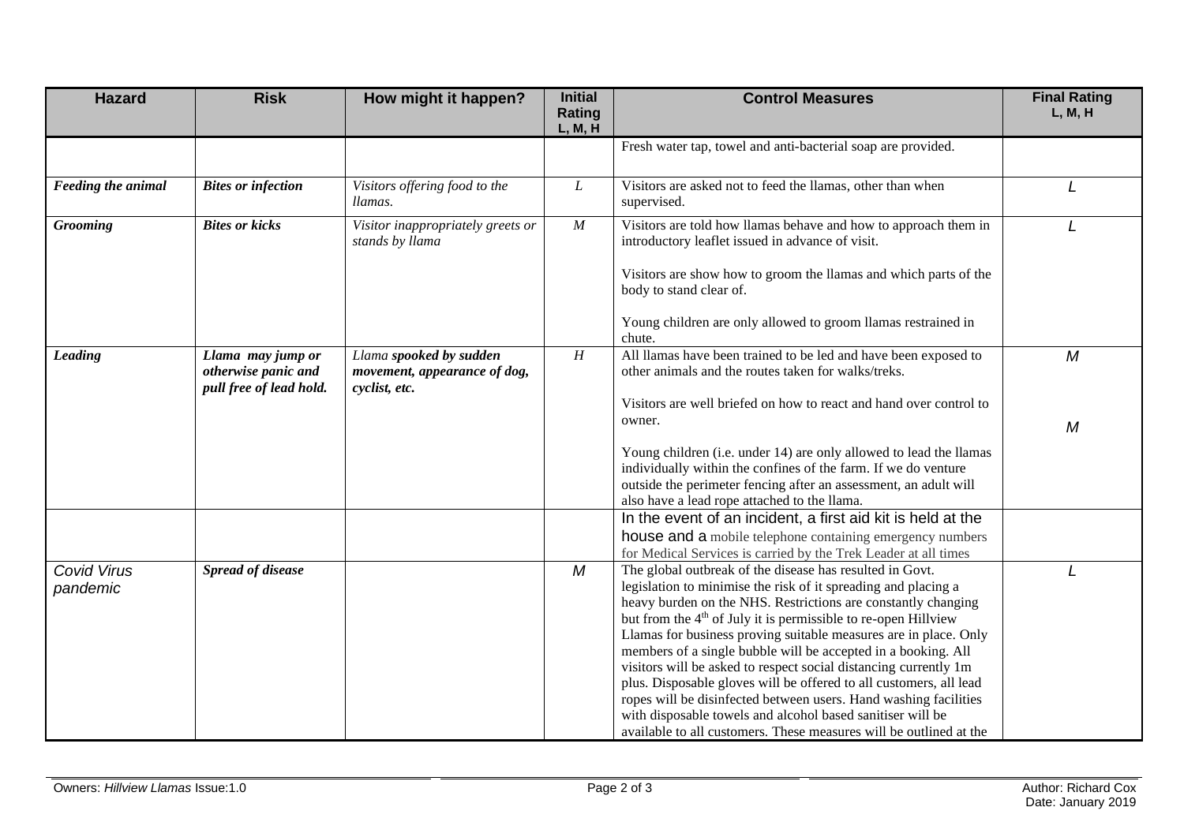| Hazard | Risk | How might it happen? | Initial Rating L, M, H | Control Measures | Final Rating L, M, H |
|---|---|---|---|---|---|
| | | | | Fresh water tap, towel and anti-bacterial soap are provided. | |
| ***Feeding the animal*** | ***Bites or infection*** | *Visitors offering food to the llamas.* | *L* | Visitors are asked not to feed the llamas, other than when supervised. | *L* |
| ***Grooming*** | ***Bites or kicks*** | *Visitor inappropriately greets or stands by llama* | *M* | Visitors are told how llamas behave and how to approach them in introductory leaflet issued in advance of visit.<br><br>Visitors are show how to groom the llamas and which parts of the body to stand clear of.<br><br>Young children are only allowed to groom llamas restrained in chute. | *L* |
| ***Leading*** | ***Llama may jump or otherwise panic and pull free of lead hold.*** | *Llama* ***spooked by sudden movement, appearance of dog, cyclist, etc.*** | *H* | All llamas have been trained to be led and have been exposed to other animals and the routes taken for walks/treks.<br><br>Visitors are well briefed on how to react and hand over control to owner.<br><br>Young children (i.e. under 14) are only allowed to lead the llamas individually within the confines of the farm. If we do venture outside the perimeter fencing after an assessment, an adult will also have a lead rope attached to the llama. | *M*<br><br>*M* |
| | | | | In the event of an incident, a first aid kit is held at the house and a mobile telephone containing emergency numbers for Medical Services is carried by the Trek Leader at all times | |
| *Covid Virus pandemic* | ***Spread of disease*** | | *M* | The global outbreak of the disease has resulted in Govt. legislation to minimise the risk of it spreading and placing a heavy burden on the NHS. Restrictions are constantly changing but from the 4th of July it is permissible to re-open Hillview Llamas for business proving suitable measures are in place. Only members of a single bubble will be accepted in a booking. All visitors will be asked to respect social distancing currently 1m plus. Disposable gloves will be offered to all customers, all lead ropes will be disinfected between users. Hand washing facilities with disposable towels and alcohol based sanitiser will be available to all customers. These measures will be outlined at the | *L* |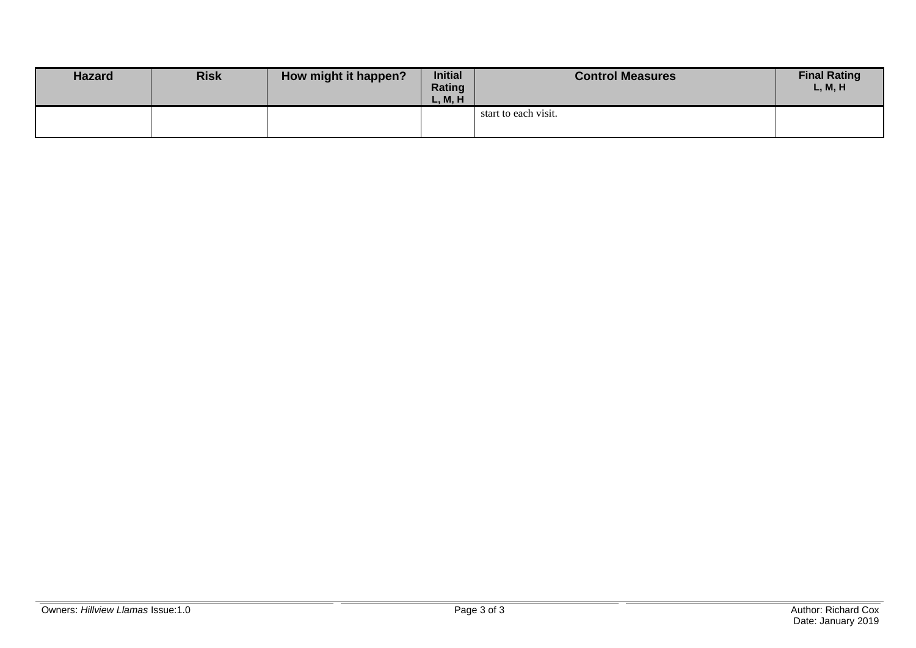| Hazard | Risk | How might it happen? | Initial Rating L, M, H | Control Measures | Final Rating L, M, H |
|---|---|---|---|---|---|
| | | | | start to each visit. | |